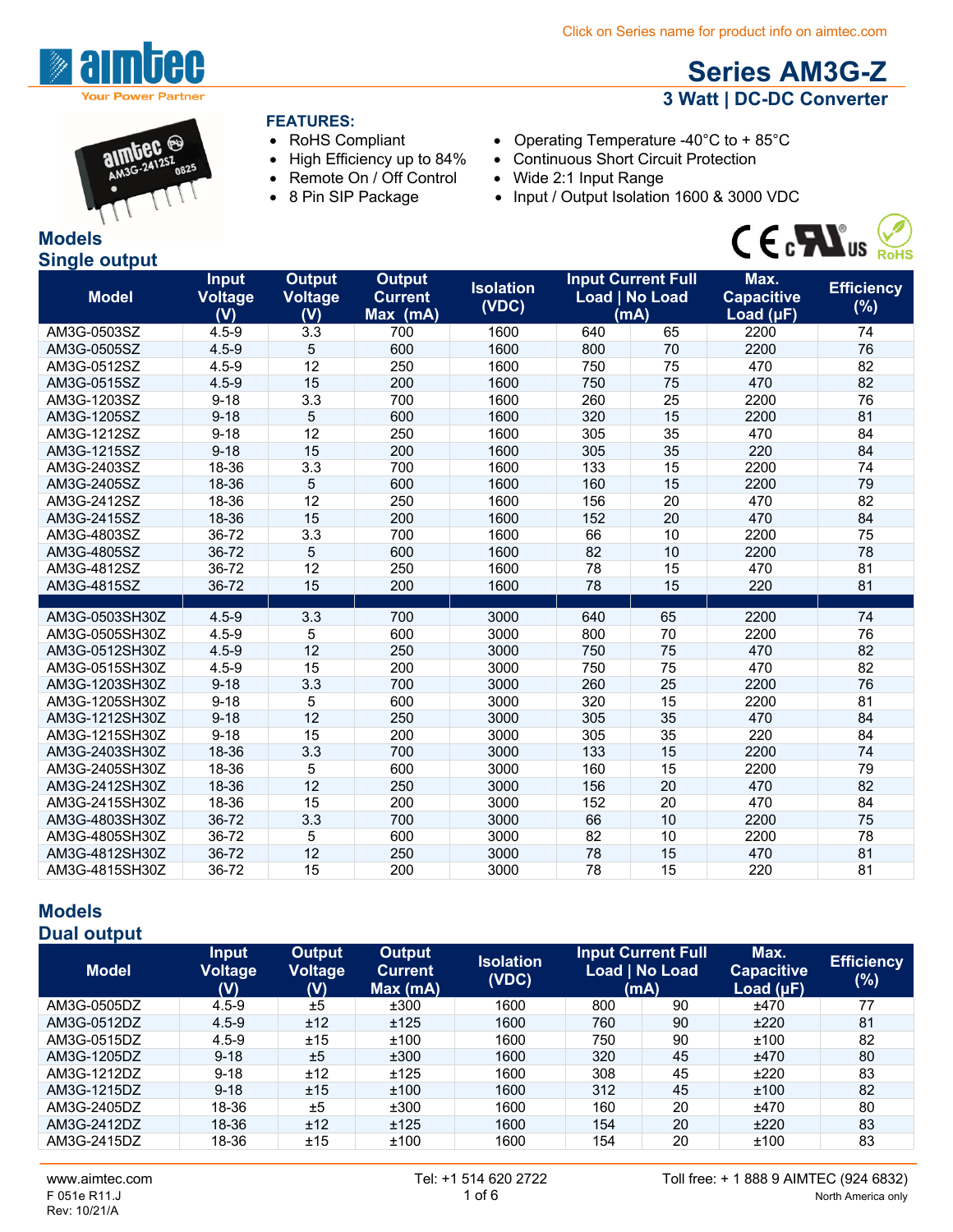Click on Series name for product info on aimtec.com

# Series AM3G-Z

## 3 Watt | DC-DC Converter

**FEATURES:**

- RoHS Compliant
- High Efficiency up to 84%
- Remote On / Off Control
- 8 Pin SIP Package
- Operating Temperature -40°C to + 85°C
- Continuous Short Circuit Protection
- Wide 2:1 Input Range
- Input / Output Isolation 1600 & 3000 VDC

## Models
### Single output

| Model | Input Voltage (V) | Output Voltage (V) | Output Current Max (mA) | Isolation (VDC) | Input Current Full Load (mA) | No Load (mA) | Max. Capacitive Load (µF) | Efficiency (%) |
|---|---|---|---|---|---|---|---|---|
| AM3G-0503SZ | 4.5-9 | 3.3 | 700 | 1600 | 640 | 65 | 2200 | 74 |
| AM3G-0505SZ | 4.5-9 | 5 | 600 | 1600 | 800 | 70 | 2200 | 76 |
| AM3G-0512SZ | 4.5-9 | 12 | 250 | 1600 | 750 | 75 | 470 | 82 |
| AM3G-0515SZ | 4.5-9 | 15 | 200 | 1600 | 750 | 75 | 470 | 82 |
| AM3G-1203SZ | 9-18 | 3.3 | 700 | 1600 | 260 | 25 | 2200 | 76 |
| AM3G-1205SZ | 9-18 | 5 | 600 | 1600 | 320 | 15 | 2200 | 81 |
| AM3G-1212SZ | 9-18 | 12 | 250 | 1600 | 305 | 35 | 470 | 84 |
| AM3G-1215SZ | 9-18 | 15 | 200 | 1600 | 305 | 35 | 220 | 84 |
| AM3G-2403SZ | 18-36 | 3.3 | 700 | 1600 | 133 | 15 | 2200 | 74 |
| AM3G-2405SZ | 18-36 | 5 | 600 | 1600 | 160 | 15 | 2200 | 79 |
| AM3G-2412SZ | 18-36 | 12 | 250 | 1600 | 156 | 20 | 470 | 82 |
| AM3G-2415SZ | 18-36 | 15 | 200 | 1600 | 152 | 20 | 470 | 84 |
| AM3G-4803SZ | 36-72 | 3.3 | 700 | 1600 | 66 | 10 | 2200 | 75 |
| AM3G-4805SZ | 36-72 | 5 | 600 | 1600 | 82 | 10 | 2200 | 78 |
| AM3G-4812SZ | 36-72 | 12 | 250 | 1600 | 78 | 15 | 470 | 81 |
| AM3G-4815SZ | 36-72 | 15 | 200 | 1600 | 78 | 15 | 220 | 81 |
| | | | | | | | | |
| AM3G-0503SH30Z | 4.5-9 | 3.3 | 700 | 3000 | 640 | 65 | 2200 | 74 |
| AM3G-0505SH30Z | 4.5-9 | 5 | 600 | 3000 | 800 | 70 | 2200 | 76 |
| AM3G-0512SH30Z | 4.5-9 | 12 | 250 | 3000 | 750 | 75 | 470 | 82 |
| AM3G-0515SH30Z | 4.5-9 | 15 | 200 | 3000 | 750 | 75 | 470 | 82 |
| AM3G-1203SH30Z | 9-18 | 3.3 | 700 | 3000 | 260 | 25 | 2200 | 76 |
| AM3G-1205SH30Z | 9-18 | 5 | 600 | 3000 | 320 | 15 | 2200 | 81 |
| AM3G-1212SH30Z | 9-18 | 12 | 250 | 3000 | 305 | 35 | 470 | 84 |
| AM3G-1215SH30Z | 9-18 | 15 | 200 | 3000 | 305 | 35 | 220 | 84 |
| AM3G-2403SH30Z | 18-36 | 3.3 | 700 | 3000 | 133 | 15 | 2200 | 74 |
| AM3G-2405SH30Z | 18-36 | 5 | 600 | 3000 | 160 | 15 | 2200 | 79 |
| AM3G-2412SH30Z | 18-36 | 12 | 250 | 3000 | 156 | 20 | 470 | 82 |
| AM3G-2415SH30Z | 18-36 | 15 | 200 | 3000 | 152 | 20 | 470 | 84 |
| AM3G-4803SH30Z | 36-72 | 3.3 | 700 | 3000 | 66 | 10 | 2200 | 75 |
| AM3G-4805SH30Z | 36-72 | 5 | 600 | 3000 | 82 | 10 | 2200 | 78 |
| AM3G-4812SH30Z | 36-72 | 12 | 250 | 3000 | 78 | 15 | 470 | 81 |
| AM3G-4815SH30Z | 36-72 | 15 | 200 | 3000 | 78 | 15 | 220 | 81 |

## Models
### Dual output

| Model | Input Voltage (V) | Output Voltage (V) | Output Current Max (mA) | Isolation (VDC) | Input Current Full Load (mA) | No Load (mA) | Max. Capacitive Load (µF) | Efficiency (%) |
|---|---|---|---|---|---|---|---|---|
| AM3G-0505DZ | 4.5-9 | ±5 | ±300 | 1600 | 800 | 90 | ±470 | 77 |
| AM3G-0512DZ | 4.5-9 | ±12 | ±125 | 1600 | 760 | 90 | ±220 | 81 |
| AM3G-0515DZ | 4.5-9 | ±15 | ±100 | 1600 | 750 | 90 | ±100 | 82 |
| AM3G-1205DZ | 9-18 | ±5 | ±300 | 1600 | 320 | 45 | ±470 | 80 |
| AM3G-1212DZ | 9-18 | ±12 | ±125 | 1600 | 308 | 45 | ±220 | 83 |
| AM3G-1215DZ | 9-18 | ±15 | ±100 | 1600 | 312 | 45 | ±100 | 82 |
| AM3G-2405DZ | 18-36 | ±5 | ±300 | 1600 | 160 | 20 | ±470 | 80 |
| AM3G-2412DZ | 18-36 | ±12 | ±125 | 1600 | 154 | 20 | ±220 | 83 |
| AM3G-2415DZ | 18-36 | ±15 | ±100 | 1600 | 154 | 20 | ±100 | 83 |

www.aimtec.com | Tel: +1 514 620 2722 | Toll free: + 1 888 9 AIMTEC (924 6832) North America only

F 051e R11.J
Rev: 10/21/A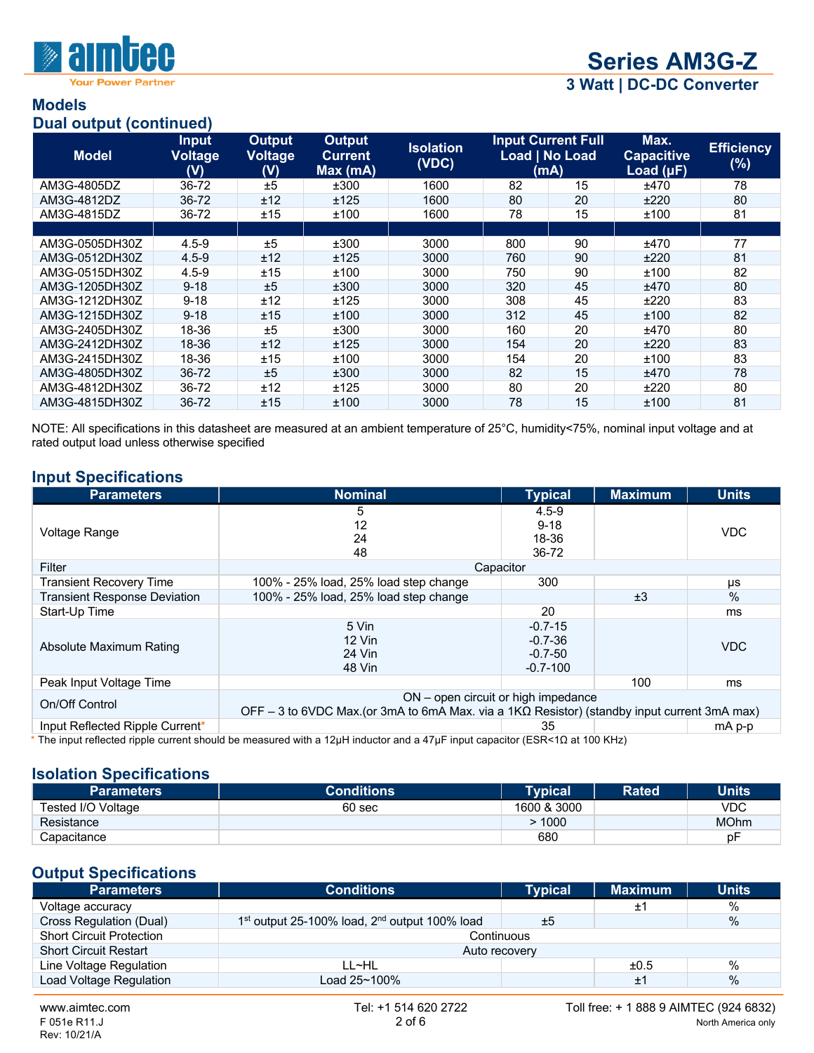## Models

### Dual output (continued)

| Model | Input Voltage (V) | Output Voltage (V) | Output Current Max (mA) | Isolation (VDC) | Input Current Full Load \| No Load (mA) | | Max. Capacitive Load (µF) | Efficiency (%) |
|---|---|---|---|---|---|---|---|---|
| AM3G-4805DZ | 36-72 | ±5 | ±300 | 1600 | 82 | 15 | ±470 | 78 |
| AM3G-4812DZ | 36-72 | ±12 | ±125 | 1600 | 80 | 20 | ±220 | 80 |
| AM3G-4815DZ | 36-72 | ±15 | ±100 | 1600 | 78 | 15 | ±100 | 81 |
| | | | | | | | | |
| AM3G-0505DH30Z | 4.5-9 | ±5 | ±300 | 3000 | 800 | 90 | ±470 | 77 |
| AM3G-0512DH30Z | 4.5-9 | ±12 | ±125 | 3000 | 760 | 90 | ±220 | 81 |
| AM3G-0515DH30Z | 4.5-9 | ±15 | ±100 | 3000 | 750 | 90 | ±100 | 82 |
| AM3G-1205DH30Z | 9-18 | ±5 | ±300 | 3000 | 320 | 45 | ±470 | 80 |
| AM3G-1212DH30Z | 9-18 | ±12 | ±125 | 3000 | 308 | 45 | ±220 | 83 |
| AM3G-1215DH30Z | 9-18 | ±15 | ±100 | 3000 | 312 | 45 | ±100 | 82 |
| AM3G-2405DH30Z | 18-36 | ±5 | ±300 | 3000 | 160 | 20 | ±470 | 80 |
| AM3G-2412DH30Z | 18-36 | ±12 | ±125 | 3000 | 154 | 20 | ±220 | 83 |
| AM3G-2415DH30Z | 18-36 | ±15 | ±100 | 3000 | 154 | 20 | ±100 | 83 |
| AM3G-4805DH30Z | 36-72 | ±5 | ±300 | 3000 | 82 | 15 | ±470 | 78 |
| AM3G-4812DH30Z | 36-72 | ±12 | ±125 | 3000 | 80 | 20 | ±220 | 80 |
| AM3G-4815DH30Z | 36-72 | ±15 | ±100 | 3000 | 78 | 15 | ±100 | 81 |

NOTE: All specifications in this datasheet are measured at an ambient temperature of 25°C, humidity<75%, nominal input voltage and at rated output load unless otherwise specified

## Input Specifications

| Parameters | Nominal | Typical | Maximum | Units |
|---|---|---|---|---|
| Voltage Range | 5<br>12<br>24<br>48 | 4.5-9<br>9-18<br>18-36<br>36-72 | | VDC |
| Filter | Capacitor | | | |
| Transient Recovery Time | 100% - 25% load, 25% load step change | 300 | | µs |
| Transient Response Deviation | 100% - 25% load, 25% load step change | | ±3 | % |
| Start-Up Time | | 20 | | ms |
| Absolute Maximum Rating | 5 Vin<br>12 Vin<br>24 Vin<br>48 Vin | -0.7-15<br>-0.7-36<br>-0.7-50<br>-0.7-100 | | VDC |
| Peak Input Voltage Time | | | 100 | ms |
| On/Off Control | ON – open circuit or high impedance<br>OFF – 3 to 6VDC Max.(or 3mA to 6mA Max. via a 1KΩ Resistor) (standby input current 3mA max) | | | |
| Input Reflected Ripple Current* | | 35 | | mA p-p |

* The input reflected ripple current should be measured with a 12µH inductor and a 47µF input capacitor (ESR<1Ω at 100 KHz)

## Isolation Specifications

| Parameters | Conditions | Typical | Rated | Units |
|---|---|---|---|---|
| Tested I/O Voltage | 60 sec | 1600 & 3000 | | VDC |
| Resistance | | > 1000 | | MOhm |
| Capacitance | | 680 | | pF |

## Output Specifications

| Parameters | Conditions | Typical | Maximum | Units |
|---|---|---|---|---|
| Voltage accuracy | | | ±1 | % |
| Cross Regulation (Dual) | 1st output 25-100% load, 2nd output 100% load | ±5 | | % |
| Short Circuit Protection | Continuous | | | |
| Short Circuit Restart | Auto recovery | | | |
| Line Voltage Regulation | LL~HL | | ±0.5 | % |
| Load Voltage Regulation | Load 25~100% | | ±1 | % |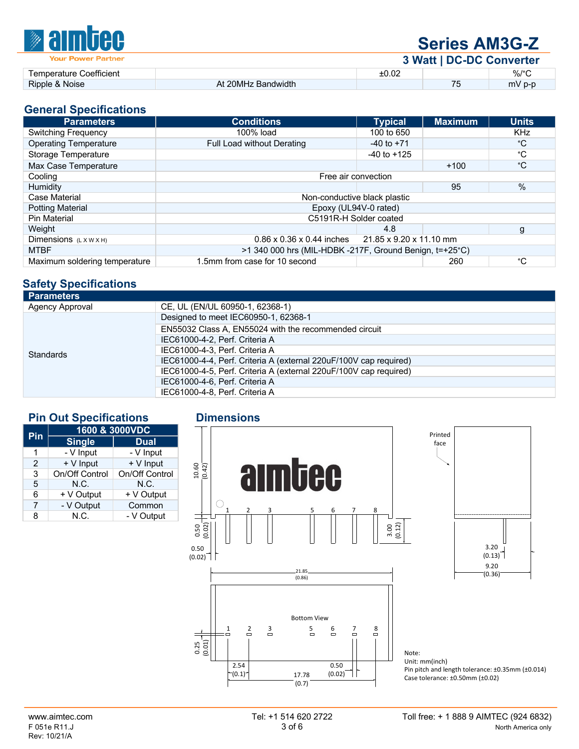| Temperature Coefficient | | ±0.02 | | %/°C |
|---|---|---|---|---|
| Ripple & Noise | At 20MHz Bandwidth | | 75 | mV p-p |

## General Specifications

| Parameters | Conditions | Typical | Maximum | Units |
|---|---|---|---|---|
| Switching Frequency | 100% load | 100 to 650 | | KHz |
| Operating Temperature | Full Load without Derating | -40 to +71 | | °C |
| Storage Temperature | | -40 to +125 | | °C |
| Max Case Temperature | | | +100 | °C |
| Cooling | Free air convection | | | |
| Humidity | | | 95 | % |
| Case Material | Non-conductive black plastic | | | |
| Potting Material | Epoxy (UL94V-0 rated) | | | |
| Pin Material | C5191R-H Solder coated | | | |
| Weight | | 4.8 | | g |
| Dimensions (L X W X H) | 0.86 x 0.36 x 0.44 inches 21.85 x 9.20 x 11.10 mm | | | |
| MTBF | >1 340 000 hrs (MIL-HDBK -217F, Ground Benign, t=+25°C) | | | |
| Maximum soldering temperature | 1.5mm from case for 10 second | | 260 | °C |

## Safety Specifications

| Parameters | |
|---|---|
| Agency Approval | CE, UL (EN/UL 60950-1, 62368-1) |
| Standards | Designed to meet IEC60950-1, 62368-1 |
| | EN55032 Class A, EN55024 with the recommended circuit |
| | IEC61000-4-2, Perf. Criteria A |
| | IEC61000-4-3, Perf. Criteria A |
| | IEC61000-4-4, Perf. Criteria A (external 220uF/100V cap required) |
| | IEC61000-4-5, Perf. Criteria A (external 220uF/100V cap required) |
| | IEC61000-4-6, Perf. Criteria A |
| | IEC61000-4-8, Perf. Criteria A |

## Pin Out Specifications

| Pin | 1600 & 3000VDC | |
|---|---|---|
| | Single | Dual |
| 1 | - V Input | - V Input |
| 2 | + V Input | + V Input |
| 3 | On/Off Control | On/Off Control |
| 5 | N.C. | N.C. |
| 6 | + V Output | + V Output |
| 7 | - V Output | Common |
| 8 | N.C. | - V Output |

## Dimensions

Note:
Unit: mm(inch)
Pin pitch and length tolerance: ±0.35mm (±0.014)
Case tolerance: ±0.50mm (±0.02)

www.aimtec.com
F 051e R11.J
Rev: 10/21/A

Tel: +1 514 620 2722

Toll free: + 1 888 9 AIMTEC (924 6832)
North America only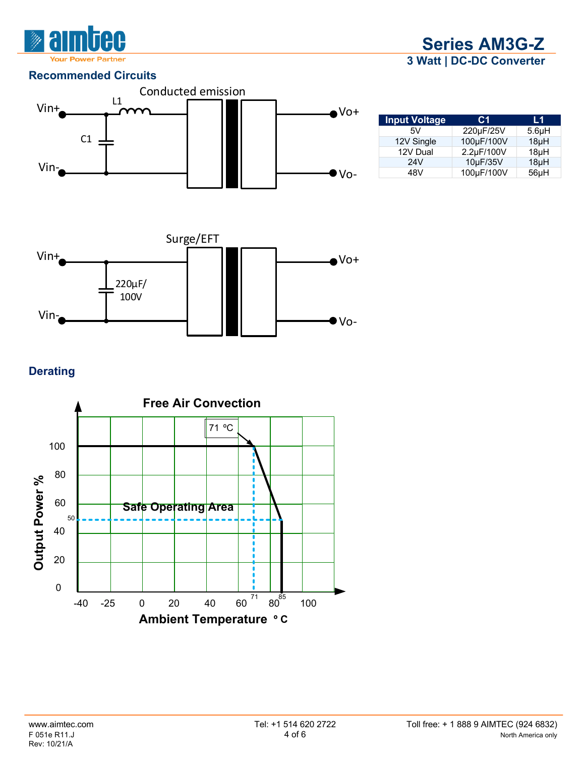## Recommended Circuits

Conducted emission

Vin+ L1 C1 Vin- Vo+ Vo-

| Input Voltage | C1 | L1 |
|---|---|---|
| 5V | 220µF/25V | 5.6µH |
| 12V Single | 100µF/100V | 18µH |
| 12V Dual | 2.2µF/100V | 18µH |
| 24V | 10µF/35V | 18µH |
| 48V | 100µF/100V | 56µH |

Surge/EFT

Vin+ 220µF/100V Vin- Vo+ Vo-

## Derating

Free Air Convection

71 ºC

Safe Operating Area

Output Power %

Ambient Temperature °C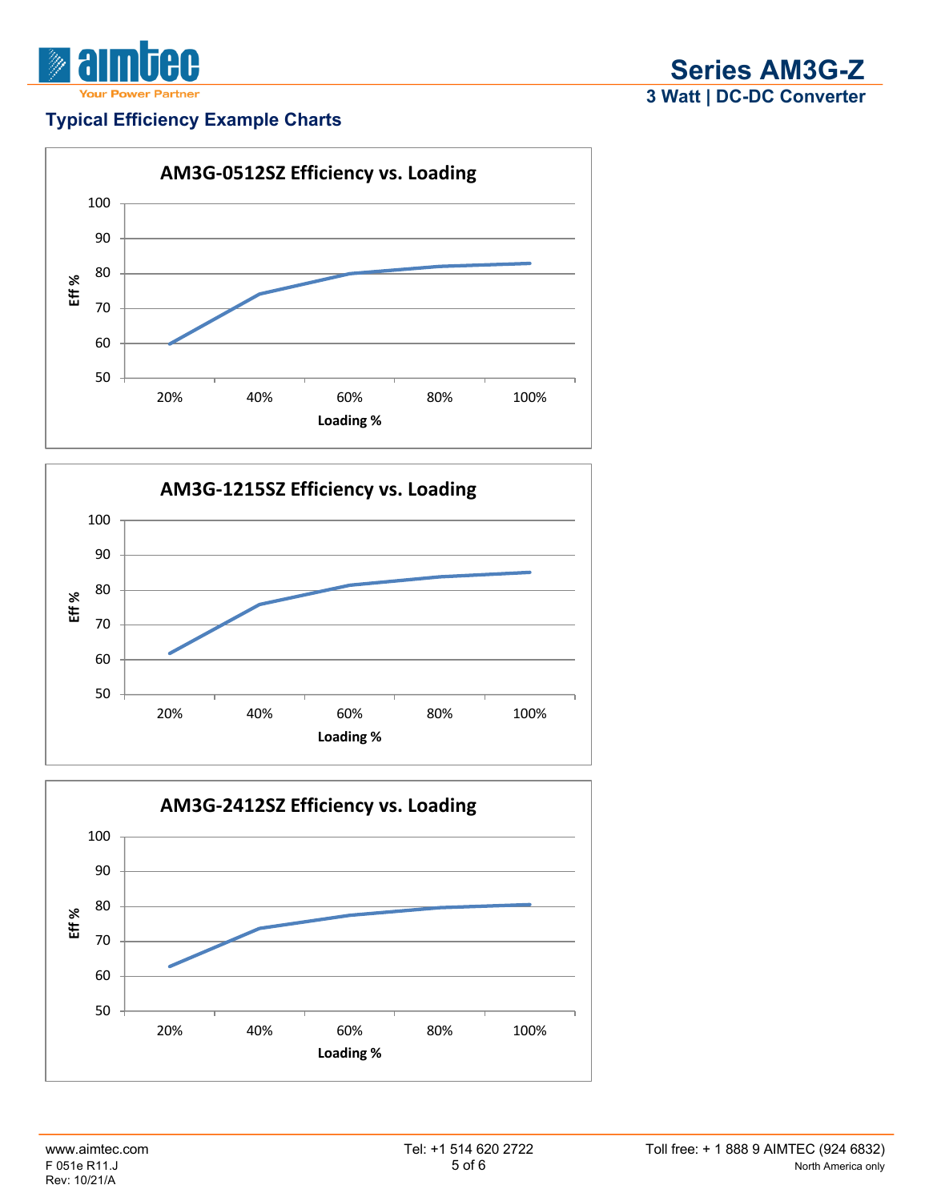## Typical Efficiency Example Charts

AM3G-0512SZ Efficiency vs. Loading

AM3G-1215SZ Efficiency vs. Loading

AM3G-2412SZ Efficiency vs. Loading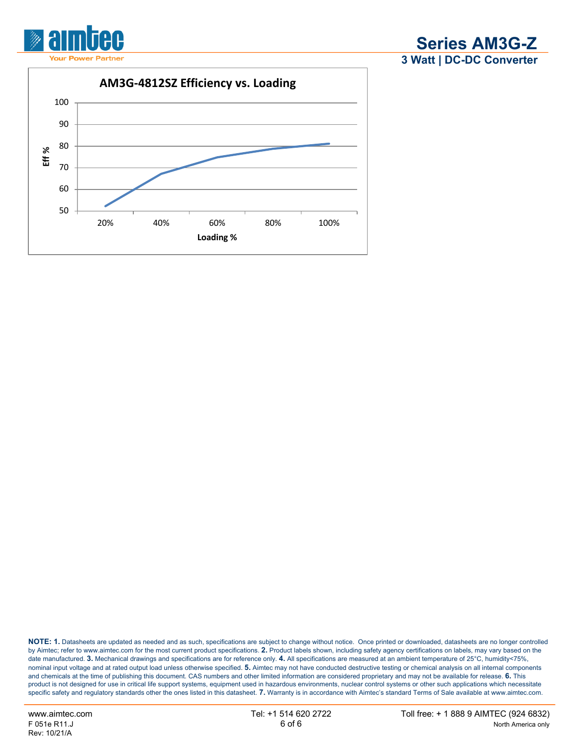AM3G-4812SZ Efficiency vs. Loading

Eff %

100
90
80
70
60
50

20% 40% 60% 80% 100%

Loading %

**NOTE: 1.** Datasheets are updated as needed and as such, specifications are subject to change without notice. Once printed or downloaded, datasheets are no longer controlled by Aimtec; refer to www.aimtec.com for the most current product specifications. **2.** Product labels shown, including safety agency certifications on labels, may vary based on the date manufactured. **3.** Mechanical drawings and specifications are for reference only. **4.** All specifications are measured at an ambient temperature of 25°C, humidity<75%, nominal input voltage and at rated output load unless otherwise specified. **5.** Aimtec may not have conducted destructive testing or chemical analysis on all internal components and chemicals at the time of publishing this document. CAS numbers and other limited information are considered proprietary and may not be available for release. **6.** This product is not designed for use in critical life support systems, equipment used in hazardous environments, nuclear control systems or other such applications which necessitate specific safety and regulatory standards other the ones listed in this datasheet. **7.** Warranty is in accordance with Aimtec's standard Terms of Sale available at www.aimtec.com.